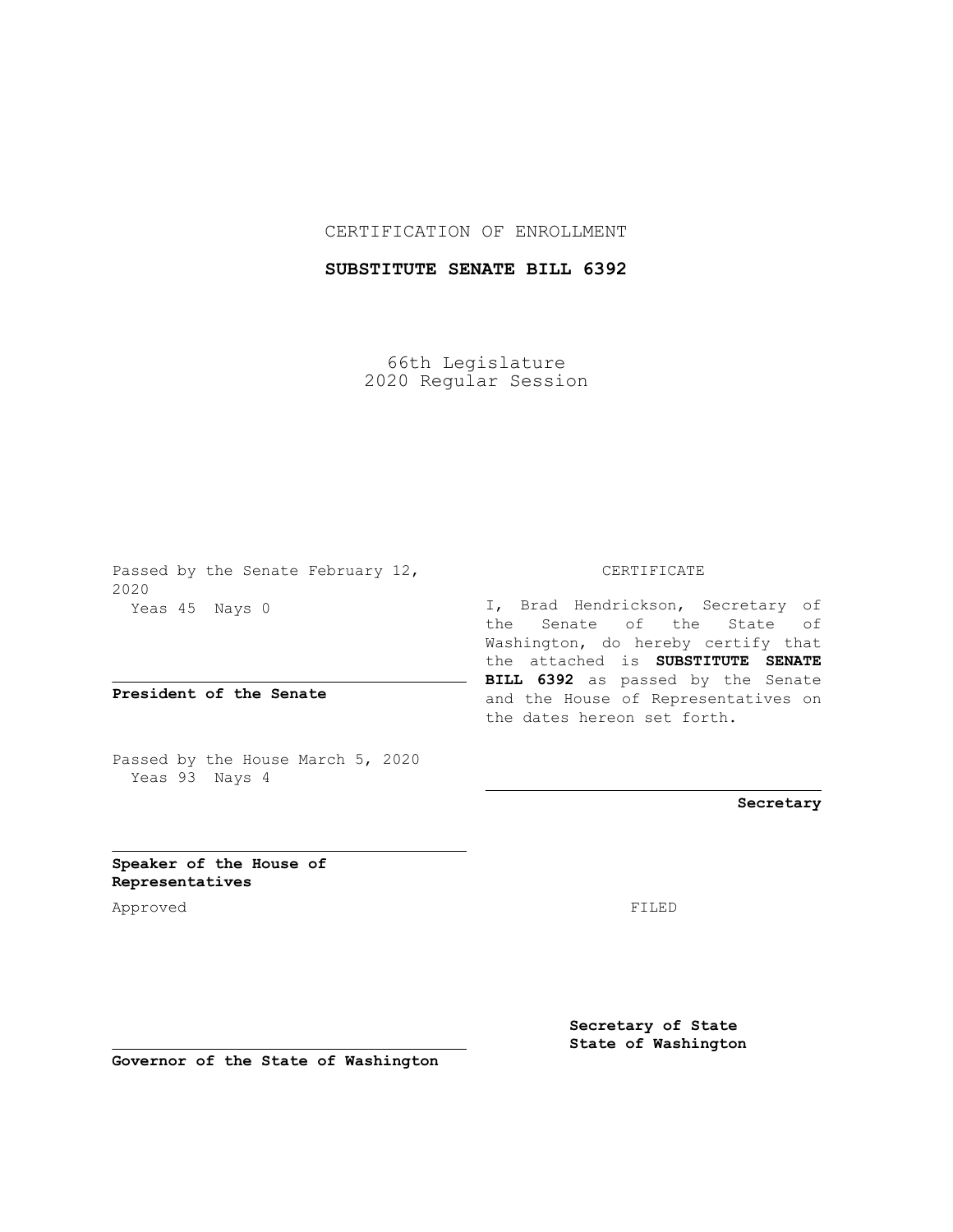CERTIFICATION OF ENROLLMENT

**SUBSTITUTE SENATE BILL 6392**

66th Legislature
2020 Regular Session

Passed by the Senate February 12, 2020
Yeas 45 Nays 0

**President of the Senate**

Passed by the House March 5, 2020
Yeas 93 Nays 4

**Speaker of the House of Representatives**

Approved

**Governor of the State of Washington**

CERTIFICATE

I, Brad Hendrickson, Secretary of the Senate of the State of Washington, do hereby certify that the attached is **SUBSTITUTE SENATE BILL 6392** as passed by the Senate and the House of Representatives on the dates hereon set forth.

**Secretary**

FILED

**Secretary of State**
**State of Washington**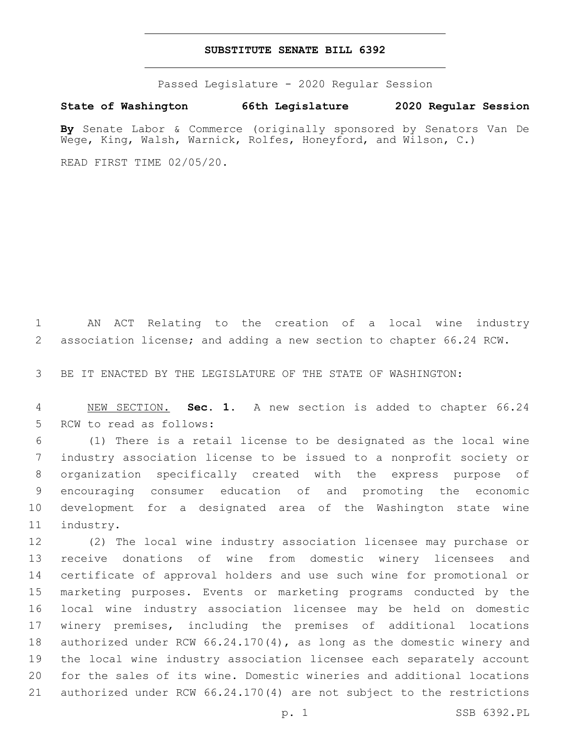# SUBSTITUTE SENATE BILL 6392

Passed Legislature - 2020 Regular Session

**State of Washington 66th Legislature 2020 Regular Session**

**By** Senate Labor & Commerce (originally sponsored by Senators Van De Wege, King, Walsh, Warnick, Rolfes, Honeyford, and Wilson, C.)

READ FIRST TIME 02/05/20.

AN ACT Relating to the creation of a local wine industry association license; and adding a new section to chapter 66.24 RCW.

BE IT ENACTED BY THE LEGISLATURE OF THE STATE OF WASHINGTON:

NEW SECTION. **Sec. 1.** A new section is added to chapter 66.24 RCW to read as follows:

(1) There is a retail license to be designated as the local wine industry association license to be issued to a nonprofit society or organization specifically created with the express purpose of encouraging consumer education of and promoting the economic development for a designated area of the Washington state wine industry.

(2) The local wine industry association licensee may purchase or receive donations of wine from domestic winery licensees and certificate of approval holders and use such wine for promotional or marketing purposes. Events or marketing programs conducted by the local wine industry association licensee may be held on domestic winery premises, including the premises of additional locations authorized under RCW 66.24.170(4), as long as the domestic winery and the local wine industry association licensee each separately account for the sales of its wine. Domestic wineries and additional locations authorized under RCW 66.24.170(4) are not subject to the restrictions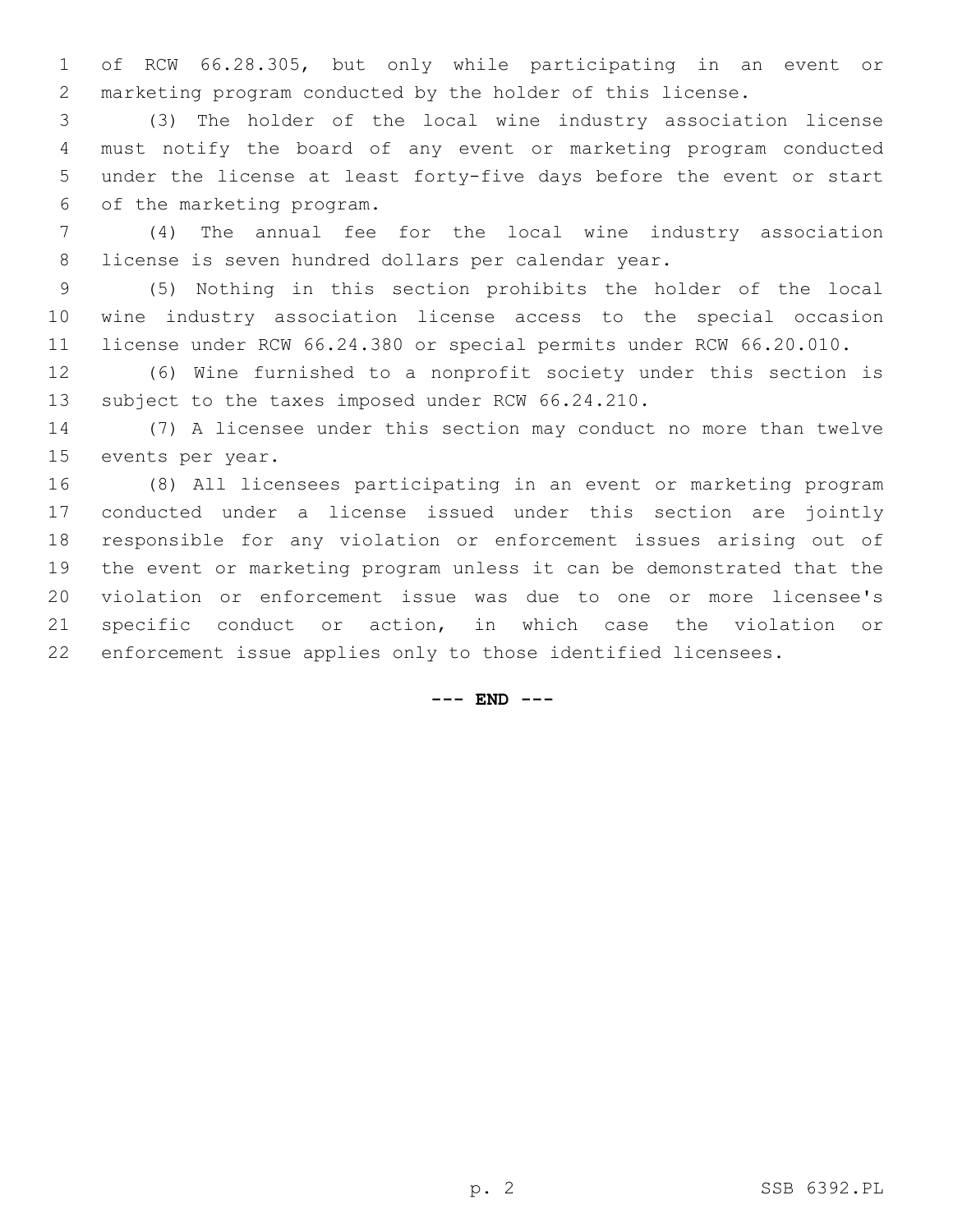of RCW 66.28.305, but only while participating in an event or marketing program conducted by the holder of this license.

(3) The holder of the local wine industry association license must notify the board of any event or marketing program conducted under the license at least forty-five days before the event or start of the marketing program.

(4) The annual fee for the local wine industry association license is seven hundred dollars per calendar year.

(5) Nothing in this section prohibits the holder of the local wine industry association license access to the special occasion license under RCW 66.24.380 or special permits under RCW 66.20.010.

(6) Wine furnished to a nonprofit society under this section is subject to the taxes imposed under RCW 66.24.210.

(7) A licensee under this section may conduct no more than twelve events per year.

(8) All licensees participating in an event or marketing program conducted under a license issued under this section are jointly responsible for any violation or enforcement issues arising out of the event or marketing program unless it can be demonstrated that the violation or enforcement issue was due to one or more licensee's specific conduct or action, in which case the violation or enforcement issue applies only to those identified licensees.

**--- END ---**